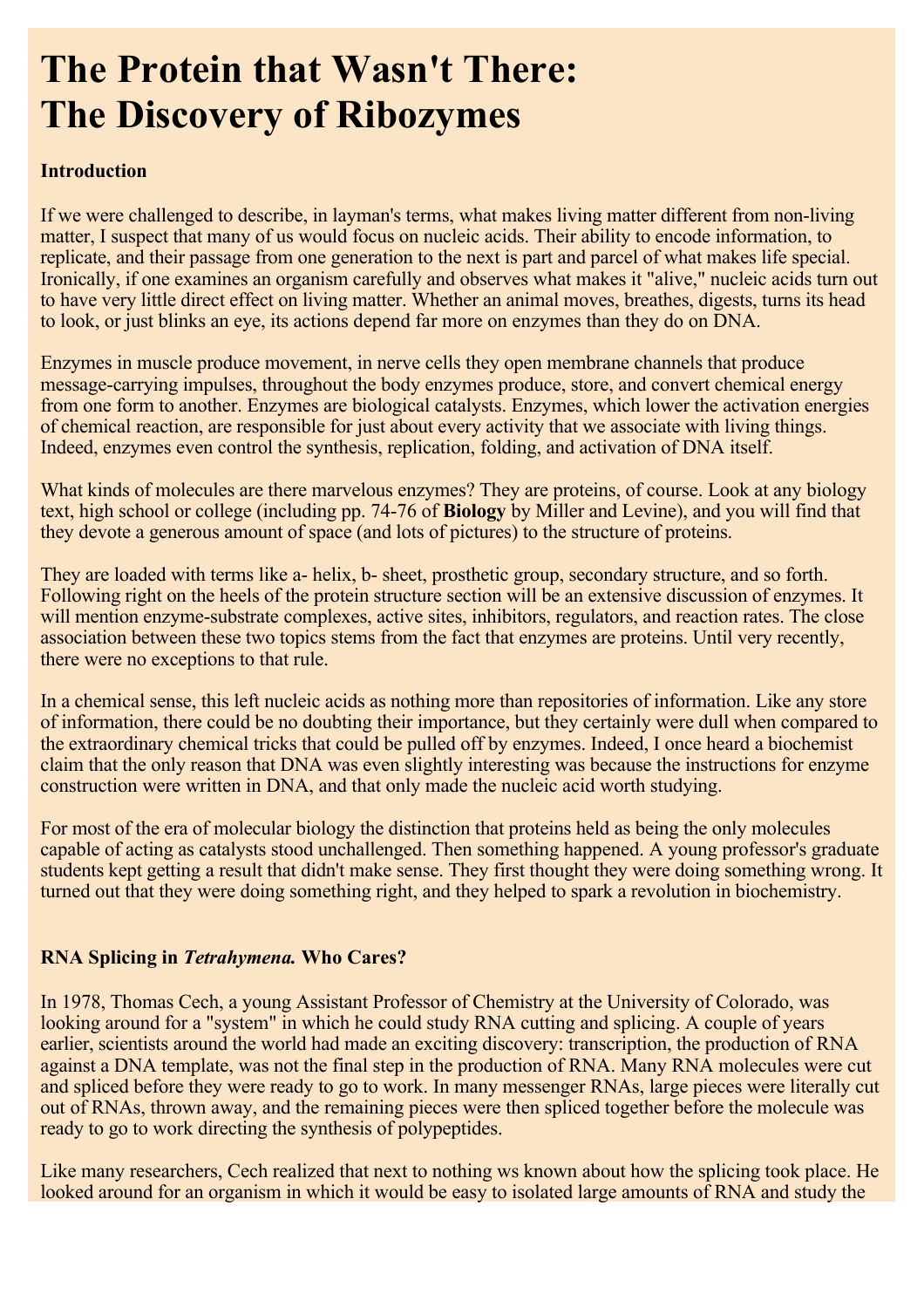# The Protein that Wasn't There: The Discovery of Ribozymes

**Introduction**

If we were challenged to describe, in layman's terms, what makes living matter different from non-living matter, I suspect that many of us would focus on nucleic acids. Their ability to encode information, to replicate, and their passage from one generation to the next is part and parcel of what makes life special. Ironically, if one examines an organism carefully and observes what makes it "alive," nucleic acids turn out to have very little direct effect on living matter. Whether an animal moves, breathes, digests, turns its head to look, or just blinks an eye, its actions depend far more on enzymes than they do on DNA.

Enzymes in muscle produce movement, in nerve cells they open membrane channels that produce message-carrying impulses, throughout the body enzymes produce, store, and convert chemical energy from one form to another. Enzymes are biological catalysts. Enzymes, which lower the activation energies of chemical reaction, are responsible for just about every activity that we associate with living things. Indeed, enzymes even control the synthesis, replication, folding, and activation of DNA itself.

What kinds of molecules are there marvelous enzymes? They are proteins, of course. Look at any biology text, high school or college (including pp. 74-76 of **Biology** by Miller and Levine), and you will find that they devote a generous amount of space (and lots of pictures) to the structure of proteins.

They are loaded with terms like a- helix, b- sheet, prosthetic group, secondary structure, and so forth. Following right on the heels of the protein structure section will be an extensive discussion of enzymes. It will mention enzyme-substrate complexes, active sites, inhibitors, regulators, and reaction rates. The close association between these two topics stems from the fact that enzymes are proteins. Until very recently, there were no exceptions to that rule.

In a chemical sense, this left nucleic acids as nothing more than repositories of information. Like any store of information, there could be no doubting their importance, but they certainly were dull when compared to the extraordinary chemical tricks that could be pulled off by enzymes. Indeed, I once heard a biochemist claim that the only reason that DNA was even slightly interesting was because the instructions for enzyme construction were written in DNA, and that only made the nucleic acid worth studying.

For most of the era of molecular biology the distinction that proteins held as being the only molecules capable of acting as catalysts stood unchallenged. Then something happened. A young professor's graduate students kept getting a result that didn't make sense. They first thought they were doing something wrong. It turned out that they were doing something right, and they helped to spark a revolution in biochemistry.

**RNA Splicing in *Tetrahymena.* Who Cares?**

In 1978, Thomas Cech, a young Assistant Professor of Chemistry at the University of Colorado, was looking around for a "system" in which he could study RNA cutting and splicing. A couple of years earlier, scientists around the world had made an exciting discovery: transcription, the production of RNA against a DNA template, was not the final step in the production of RNA. Many RNA molecules were cut and spliced before they were ready to go to work. In many messenger RNAs, large pieces were literally cut out of RNAs, thrown away, and the remaining pieces were then spliced together before the molecule was ready to go to work directing the synthesis of polypeptides.

Like many researchers, Cech realized that next to nothing ws known about how the splicing took place. He looked around for an organism in which it would be easy to isolated large amounts of RNA and study the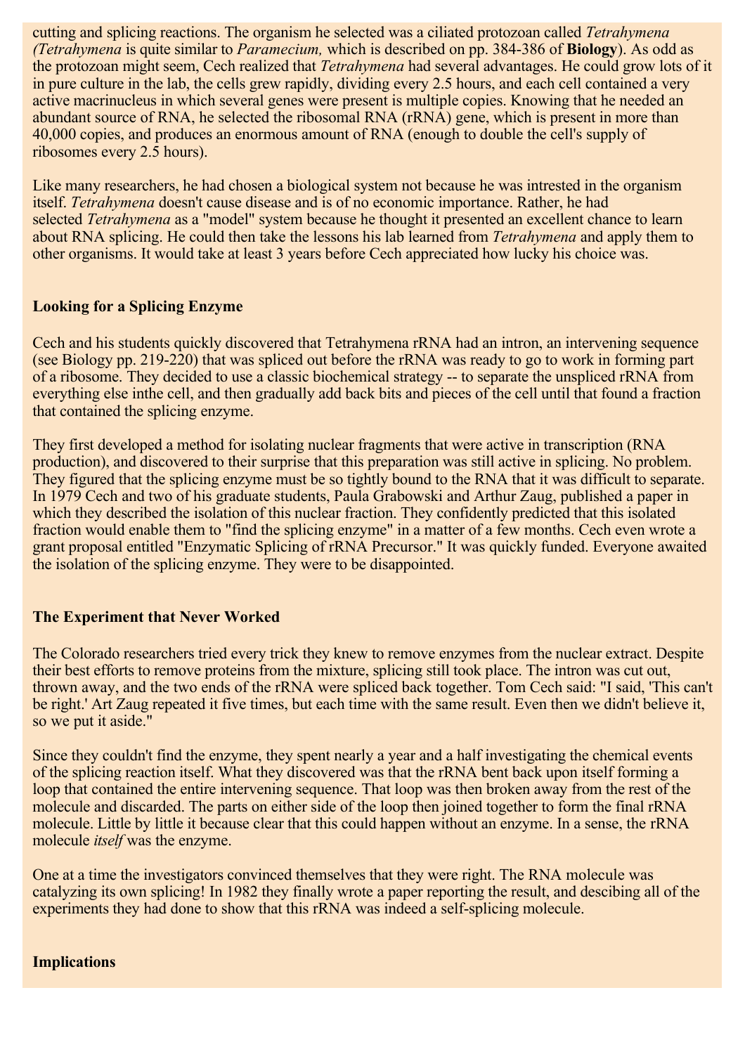cutting and splicing reactions. The organism he selected was a ciliated protozoan called *Tetrahymena (Tetrahymena* is quite similar to *Paramecium,* which is described on pp. 384-386 of **Biology**). As odd as the protozoan might seem, Cech realized that *Tetrahymena* had several advantages. He could grow lots of it in pure culture in the lab, the cells grew rapidly, dividing every 2.5 hours, and each cell contained a very active macrinucleus in which several genes were present is multiple copies. Knowing that he needed an abundant source of RNA, he selected the ribosomal RNA (rRNA) gene, which is present in more than 40,000 copies, and produces an enormous amount of RNA (enough to double the cell's supply of ribosomes every 2.5 hours).

Like many researchers, he had chosen a biological system not because he was intrested in the organism itself. *Tetrahymena* doesn't cause disease and is of no economic importance. Rather, he had selected *Tetrahymena* as a "model" system because he thought it presented an excellent chance to learn about RNA splicing. He could then take the lessons his lab learned from *Tetrahymena* and apply them to other organisms. It would take at least 3 years before Cech appreciated how lucky his choice was.

**Looking for a Splicing Enzyme**

Cech and his students quickly discovered that Tetrahymena rRNA had an intron, an intervening sequence (see Biology pp. 219-220) that was spliced out before the rRNA was ready to go to work in forming part of a ribosome. They decided to use a classic biochemical strategy -- to separate the unspliced rRNA from everything else inthe cell, and then gradually add back bits and pieces of the cell until that found a fraction that contained the splicing enzyme.

They first developed a method for isolating nuclear fragments that were active in transcription (RNA production), and discovered to their surprise that this preparation was still active in splicing. No problem. They figured that the splicing enzyme must be so tightly bound to the RNA that it was difficult to separate. In 1979 Cech and two of his graduate students, Paula Grabowski and Arthur Zaug, published a paper in which they described the isolation of this nuclear fraction. They confidently predicted that this isolated fraction would enable them to "find the splicing enzyme" in a matter of a few months. Cech even wrote a grant proposal entitled "Enzymatic Splicing of rRNA Precursor." It was quickly funded. Everyone awaited the isolation of the splicing enzyme. They were to be disappointed.

**The Experiment that Never Worked**

The Colorado researchers tried every trick they knew to remove enzymes from the nuclear extract. Despite their best efforts to remove proteins from the mixture, splicing still took place. The intron was cut out, thrown away, and the two ends of the rRNA were spliced back together. Tom Cech said: "I said, 'This can't be right.' Art Zaug repeated it five times, but each time with the same result. Even then we didn't believe it, so we put it aside."

Since they couldn't find the enzyme, they spent nearly a year and a half investigating the chemical events of the splicing reaction itself. What they discovered was that the rRNA bent back upon itself forming a loop that contained the entire intervening sequence. That loop was then broken away from the rest of the molecule and discarded. The parts on either side of the loop then joined together to form the final rRNA molecule. Little by little it because clear that this could happen without an enzyme. In a sense, the rRNA molecule *itself* was the enzyme.

One at a time the investigators convinced themselves that they were right. The RNA molecule was catalyzing its own splicing! In 1982 they finally wrote a paper reporting the result, and descibing all of the experiments they had done to show that this rRNA was indeed a self-splicing molecule.

**Implications**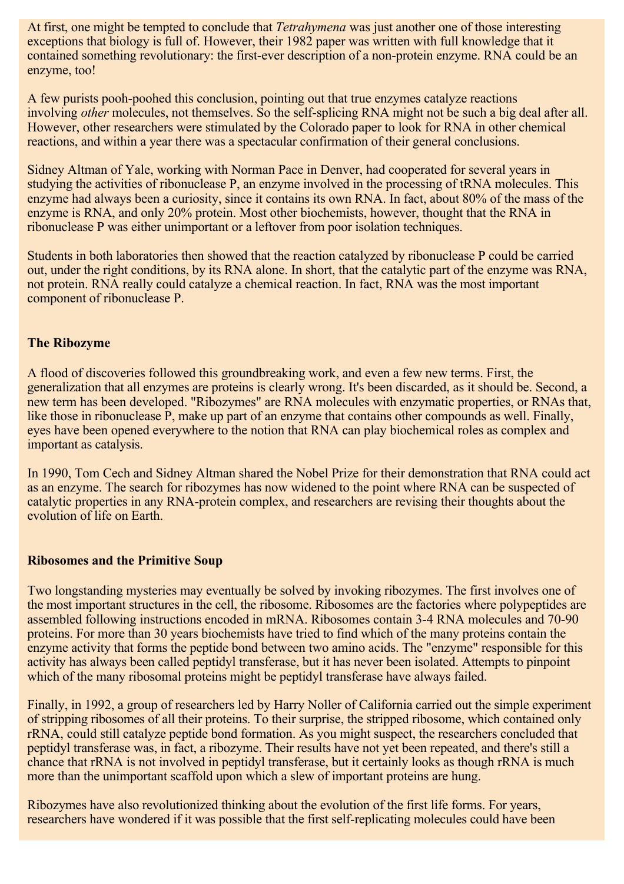At first, one might be tempted to conclude that *Tetrahymena* was just another one of those interesting exceptions that biology is full of. However, their 1982 paper was written with full knowledge that it contained something revolutionary: the first-ever description of a non-protein enzyme. RNA could be an enzyme, too!

A few purists pooh-poohed this conclusion, pointing out that true enzymes catalyze reactions involving *other* molecules, not themselves. So the self-splicing RNA might not be such a big deal after all. However, other researchers were stimulated by the Colorado paper to look for RNA in other chemical reactions, and within a year there was a spectacular confirmation of their general conclusions.

Sidney Altman of Yale, working with Norman Pace in Denver, had cooperated for several years in studying the activities of ribonuclease P, an enzyme involved in the processing of tRNA molecules. This enzyme had always been a curiosity, since it contains its own RNA. In fact, about 80% of the mass of the enzyme is RNA, and only 20% protein. Most other biochemists, however, thought that the RNA in ribonuclease P was either unimportant or a leftover from poor isolation techniques.

Students in both laboratories then showed that the reaction catalyzed by ribonuclease P could be carried out, under the right conditions, by its RNA alone. In short, that the catalytic part of the enzyme was RNA, not protein. RNA really could catalyze a chemical reaction. In fact, RNA was the most important component of ribonuclease P.

**The Ribozyme**

A flood of discoveries followed this groundbreaking work, and even a few new terms. First, the generalization that all enzymes are proteins is clearly wrong. It's been discarded, as it should be. Second, a new term has been developed. "Ribozymes" are RNA molecules with enzymatic properties, or RNAs that, like those in ribonuclease P, make up part of an enzyme that contains other compounds as well. Finally, eyes have been opened everywhere to the notion that RNA can play biochemical roles as complex and important as catalysis.

In 1990, Tom Cech and Sidney Altman shared the Nobel Prize for their demonstration that RNA could act as an enzyme. The search for ribozymes has now widened to the point where RNA can be suspected of catalytic properties in any RNA-protein complex, and researchers are revising their thoughts about the evolution of life on Earth.

**Ribosomes and the Primitive Soup**

Two longstanding mysteries may eventually be solved by invoking ribozymes. The first involves one of the most important structures in the cell, the ribosome. Ribosomes are the factories where polypeptides are assembled following instructions encoded in mRNA. Ribosomes contain 3-4 RNA molecules and 70-90 proteins. For more than 30 years biochemists have tried to find which of the many proteins contain the enzyme activity that forms the peptide bond between two amino acids. The "enzyme" responsible for this activity has always been called peptidyl transferase, but it has never been isolated. Attempts to pinpoint which of the many ribosomal proteins might be peptidyl transferase have always failed.

Finally, in 1992, a group of researchers led by Harry Noller of California carried out the simple experiment of stripping ribosomes of all their proteins. To their surprise, the stripped ribosome, which contained only rRNA, could still catalyze peptide bond formation. As you might suspect, the researchers concluded that peptidyl transferase was, in fact, a ribozyme. Their results have not yet been repeated, and there's still a chance that rRNA is not involved in peptidyl transferase, but it certainly looks as though rRNA is much more than the unimportant scaffold upon which a slew of important proteins are hung.

Ribozymes have also revolutionized thinking about the evolution of the first life forms. For years, researchers have wondered if it was possible that the first self-replicating molecules could have been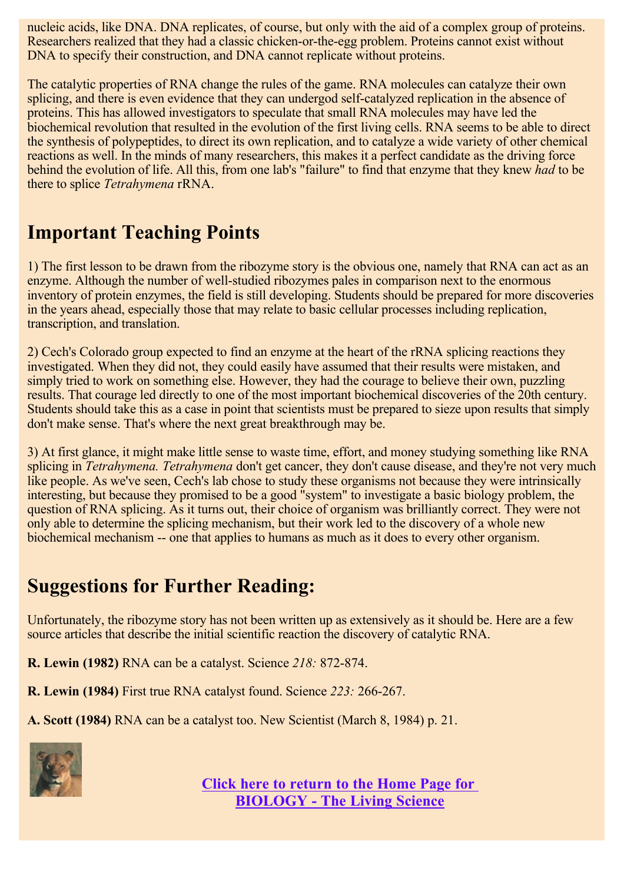nucleic acids, like DNA. DNA replicates, of course, but only with the aid of a complex group of proteins. Researchers realized that they had a classic chicken-or-the-egg problem. Proteins cannot exist without DNA to specify their construction, and DNA cannot replicate without proteins.

The catalytic properties of RNA change the rules of the game. RNA molecules can catalyze their own splicing, and there is even evidence that they can undergod self-catalyzed replication in the absence of proteins. This has allowed investigators to speculate that small RNA molecules may have led the biochemical revolution that resulted in the evolution of the first living cells. RNA seems to be able to direct the synthesis of polypeptides, to direct its own replication, and to catalyze a wide variety of other chemical reactions as well. In the minds of many researchers, this makes it a perfect candidate as the driving force behind the evolution of life. All this, from one lab's "failure" to find that enzyme that they knew *had* to be there to splice *Tetrahymena* rRNA.

## Important Teaching Points

1) The first lesson to be drawn from the ribozyme story is the obvious one, namely that RNA can act as an enzyme. Although the number of well-studied ribozymes pales in comparison next to the enormous inventory of protein enzymes, the field is still developing. Students should be prepared for more discoveries in the years ahead, especially those that may relate to basic cellular processes including replication, transcription, and translation.

2) Cech's Colorado group expected to find an enzyme at the heart of the rRNA splicing reactions they investigated. When they did not, they could easily have assumed that their results were mistaken, and simply tried to work on something else. However, they had the courage to believe their own, puzzling results. That courage led directly to one of the most important biochemical discoveries of the 20th century. Students should take this as a case in point that scientists must be prepared to sieze upon results that simply don't make sense. That's where the next great breakthrough may be.

3) At first glance, it might make little sense to waste time, effort, and money studying something like RNA splicing in *Tetrahymena. Tetrahymena* don't get cancer, they don't cause disease, and they're not very much like people. As we've seen, Cech's lab chose to study these organisms not because they were intrinsically interesting, but because they promised to be a good "system" to investigate a basic biology problem, the question of RNA splicing. As it turns out, their choice of organism was brilliantly correct. They were not only able to determine the splicing mechanism, but their work led to the discovery of a whole new biochemical mechanism -- one that applies to humans as much as it does to every other organism.

## Suggestions for Further Reading:

Unfortunately, the ribozyme story has not been written up as extensively as it should be. Here are a few source articles that describe the initial scientific reaction the discovery of catalytic RNA.

**R. Lewin (1982)** RNA can be a catalyst. Science *218:* 872-874.

**R. Lewin (1984)** First true RNA catalyst found. Science *223:* 266-267.

**A. Scott (1984)** RNA can be a catalyst too. New Scientist (March 8, 1984) p. 21.

**Click here to return to the Home Page for BIOLOGY - The Living Science**